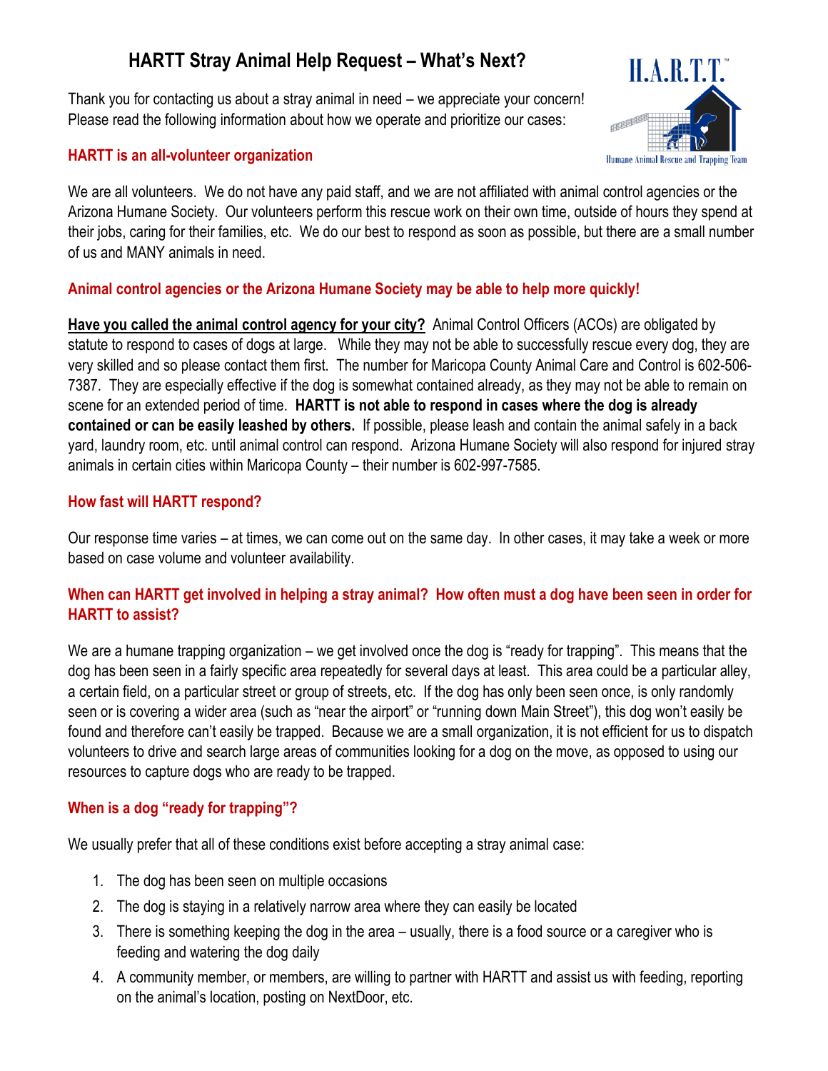# HARTT Stray Animal Help Request – What's Next?

H.A.R.T.T.™ Humane Animal Rescue and Trapping Team

Thank you for contacting us about a stray animal in need – we appreciate your concern! Please read the following information about how we operate and prioritize our cases:

## HARTT is an all-volunteer organization

We are all volunteers. We do not have any paid staff, and we are not affiliated with animal control agencies or the Arizona Humane Society. Our volunteers perform this rescue work on their own time, outside of hours they spend at their jobs, caring for their families, etc. We do our best to respond as soon as possible, but there are a small number of us and MANY animals in need.

## Animal control agencies or the Arizona Humane Society may be able to help more quickly!

**Have you called the animal control agency for your city?** Animal Control Officers (ACOs) are obligated by statute to respond to cases of dogs at large. While they may not be able to successfully rescue every dog, they are very skilled and so please contact them first. The number for Maricopa County Animal Care and Control is 602-506-7387. They are especially effective if the dog is somewhat contained already, as they may not be able to remain on scene for an extended period of time. **HARTT is not able to respond in cases where the dog is already contained or can be easily leashed by others.** If possible, please leash and contain the animal safely in a back yard, laundry room, etc. until animal control can respond. Arizona Humane Society will also respond for injured stray animals in certain cities within Maricopa County – their number is 602-997-7585.

## How fast will HARTT respond?

Our response time varies – at times, we can come out on the same day. In other cases, it may take a week or more based on case volume and volunteer availability.

## When can HARTT get involved in helping a stray animal? How often must a dog have been seen in order for HARTT to assist?

We are a humane trapping organization – we get involved once the dog is "ready for trapping". This means that the dog has been seen in a fairly specific area repeatedly for several days at least. This area could be a particular alley, a certain field, on a particular street or group of streets, etc. If the dog has only been seen once, is only randomly seen or is covering a wider area (such as "near the airport" or "running down Main Street"), this dog won't easily be found and therefore can't easily be trapped. Because we are a small organization, it is not efficient for us to dispatch volunteers to drive and search large areas of communities looking for a dog on the move, as opposed to using our resources to capture dogs who are ready to be trapped.

## When is a dog "ready for trapping"?

We usually prefer that all of these conditions exist before accepting a stray animal case:

1. The dog has been seen on multiple occasions
2. The dog is staying in a relatively narrow area where they can easily be located
3. There is something keeping the dog in the area – usually, there is a food source or a caregiver who is feeding and watering the dog daily
4. A community member, or members, are willing to partner with HARTT and assist us with feeding, reporting on the animal's location, posting on NextDoor, etc.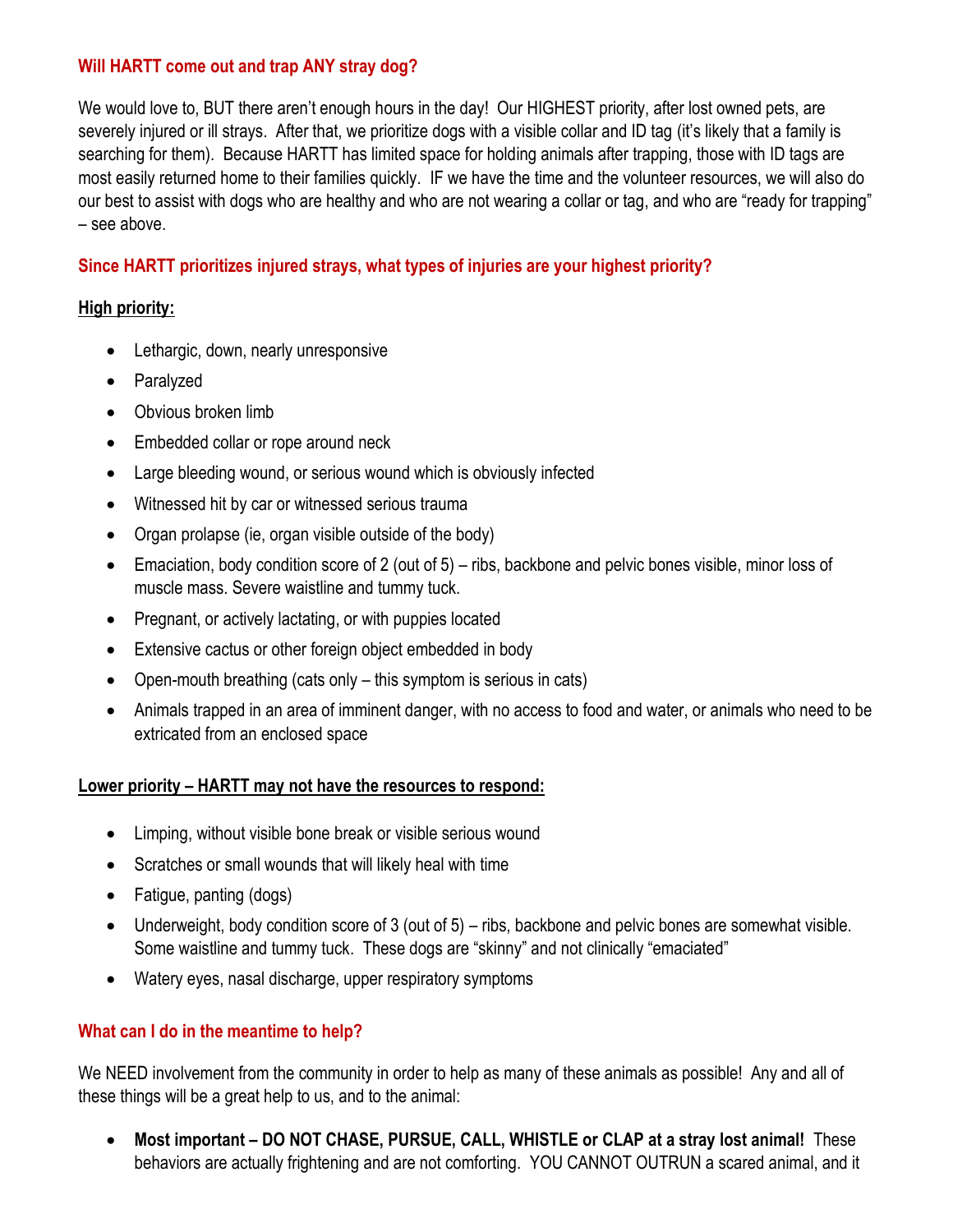### Will HARTT come out and trap ANY stray dog?

We would love to, BUT there aren't enough hours in the day! Our HIGHEST priority, after lost owned pets, are severely injured or ill strays. After that, we prioritize dogs with a visible collar and ID tag (it's likely that a family is searching for them). Because HARTT has limited space for holding animals after trapping, those with ID tags are most easily returned home to their families quickly. IF we have the time and the volunteer resources, we will also do our best to assist with dogs who are healthy and who are not wearing a collar or tag, and who are "ready for trapping" – see above.

### Since HARTT prioritizes injured strays, what types of injuries are your highest priority?

**High priority:**

- Lethargic, down, nearly unresponsive
- Paralyzed
- Obvious broken limb
- Embedded collar or rope around neck
- Large bleeding wound, or serious wound which is obviously infected
- Witnessed hit by car or witnessed serious trauma
- Organ prolapse (ie, organ visible outside of the body)
- Emaciation, body condition score of 2 (out of 5) – ribs, backbone and pelvic bones visible, minor loss of muscle mass. Severe waistline and tummy tuck.
- Pregnant, or actively lactating, or with puppies located
- Extensive cactus or other foreign object embedded in body
- Open-mouth breathing (cats only – this symptom is serious in cats)
- Animals trapped in an area of imminent danger, with no access to food and water, or animals who need to be extricated from an enclosed space

**Lower priority – HARTT may not have the resources to respond:**

- Limping, without visible bone break or visible serious wound
- Scratches or small wounds that will likely heal with time
- Fatigue, panting (dogs)
- Underweight, body condition score of 3 (out of 5) – ribs, backbone and pelvic bones are somewhat visible. Some waistline and tummy tuck. These dogs are "skinny" and not clinically "emaciated"
- Watery eyes, nasal discharge, upper respiratory symptoms

### What can I do in the meantime to help?

We NEED involvement from the community in order to help as many of these animals as possible! Any and all of these things will be a great help to us, and to the animal:

- **Most important – DO NOT CHASE, PURSUE, CALL, WHISTLE or CLAP at a stray lost animal!** These behaviors are actually frightening and are not comforting. YOU CANNOT OUTRUN a scared animal, and it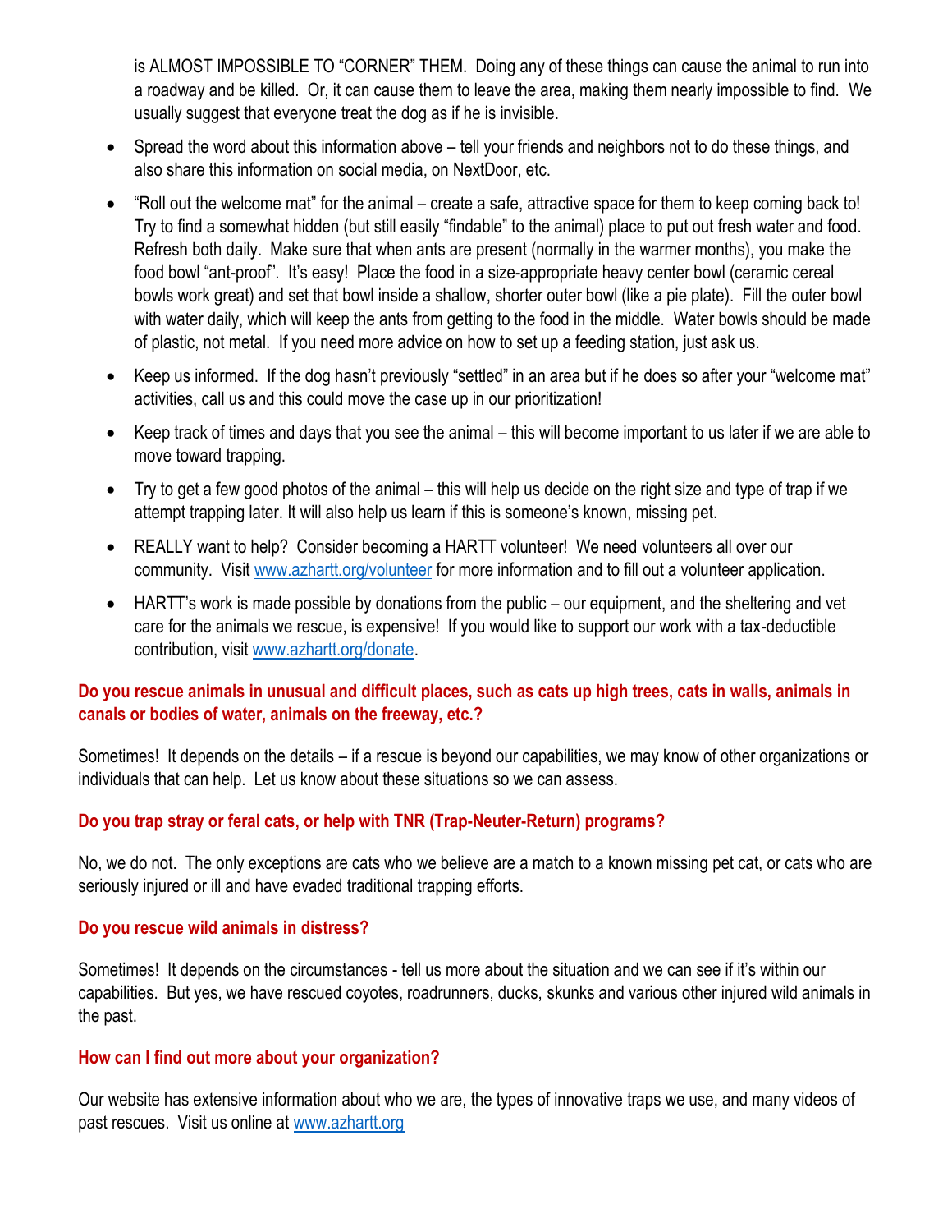is ALMOST IMPOSSIBLE TO "CORNER" THEM. Doing any of these things can cause the animal to run into a roadway and be killed. Or, it can cause them to leave the area, making them nearly impossible to find. We usually suggest that everyone treat the dog as if he is invisible.

- Spread the word about this information above – tell your friends and neighbors not to do these things, and also share this information on social media, on NextDoor, etc.
- "Roll out the welcome mat" for the animal – create a safe, attractive space for them to keep coming back to! Try to find a somewhat hidden (but still easily "findable" to the animal) place to put out fresh water and food. Refresh both daily. Make sure that when ants are present (normally in the warmer months), you make the food bowl "ant-proof". It's easy! Place the food in a size-appropriate heavy center bowl (ceramic cereal bowls work great) and set that bowl inside a shallow, shorter outer bowl (like a pie plate). Fill the outer bowl with water daily, which will keep the ants from getting to the food in the middle. Water bowls should be made of plastic, not metal. If you need more advice on how to set up a feeding station, just ask us.
- Keep us informed. If the dog hasn't previously "settled" in an area but if he does so after your "welcome mat" activities, call us and this could move the case up in our prioritization!
- Keep track of times and days that you see the animal – this will become important to us later if we are able to move toward trapping.
- Try to get a few good photos of the animal – this will help us decide on the right size and type of trap if we attempt trapping later. It will also help us learn if this is someone's known, missing pet.
- REALLY want to help? Consider becoming a HARTT volunteer! We need volunteers all over our community. Visit www.azhartt.org/volunteer for more information and to fill out a volunteer application.
- HARTT's work is made possible by donations from the public – our equipment, and the sheltering and vet care for the animals we rescue, is expensive! If you would like to support our work with a tax-deductible contribution, visit www.azhartt.org/donate.

### Do you rescue animals in unusual and difficult places, such as cats up high trees, cats in walls, animals in canals or bodies of water, animals on the freeway, etc.?

Sometimes! It depends on the details – if a rescue is beyond our capabilities, we may know of other organizations or individuals that can help. Let us know about these situations so we can assess.

### Do you trap stray or feral cats, or help with TNR (Trap-Neuter-Return) programs?

No, we do not. The only exceptions are cats who we believe are a match to a known missing pet cat, or cats who are seriously injured or ill and have evaded traditional trapping efforts.

### Do you rescue wild animals in distress?

Sometimes! It depends on the circumstances - tell us more about the situation and we can see if it's within our capabilities. But yes, we have rescued coyotes, roadrunners, ducks, skunks and various other injured wild animals in the past.

### How can I find out more about your organization?

Our website has extensive information about who we are, the types of innovative traps we use, and many videos of past rescues. Visit us online at www.azhartt.org